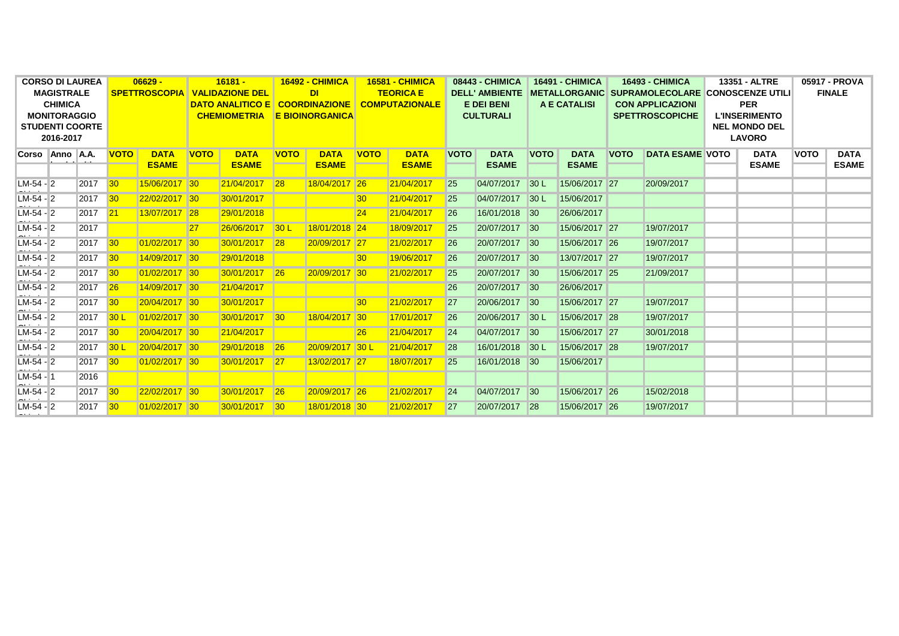| CORSO DI LAUREA MAGISTRALE CHIMICA MONITORAGGIO STUDENTI COORTE 2016-2017 | | | 06629 - SPETTROSCOPIA | | 16181 - VALIDAZIONE DEL DATO ANALITICO E CHEMIOMETRIA | | 16492 - CHIMICA DI COORDINAZIONE E BIOINORGANICA | | 16581 - CHIMICA TEORICA E COMPUTAZIONALE | | 08443 - CHIMICA DELL' AMBIENTE E DEI BENI CULTURALI | | 16491 - CHIMICA METALLORGANICA E CATALISI | | 16493 - CHIMICA SUPRAMOLECOLARE CON APPLICAZIONI SPETTROSCOPICHE | | 13351 - ALTRE CONOSCENZE UTILI PER L'INSERIMENTO NEL MONDO DEL LAVORO | | 05917 - PROVA FINALE | |
|---|---|---|---|---|---|---|---|---|---|---|---|---|---|---|---|---|---|---|---|---|
| Corso | Anno | A.A. | VOTO | DATA ESAME | VOTO | DATA ESAME | VOTO | DATA ESAME | VOTO | DATA ESAME | VOTO | DATA ESAME | VOTO | DATA ESAME | VOTO | DATA ESAME | VOTO | DATA ESAME | VOTO | DATA ESAME |
| LM-54 - | 2 | 2017 | 30 | 15/06/2017 | 30 | 21/04/2017 | 28 | 18/04/2017 | 26 | 21/04/2017 | 25 | 04/07/2017 | 30 L | 15/06/2017 | 27 | 20/09/2017 | | | | |
| LM-54 - | 2 | 2017 | 30 | 22/02/2017 | 30 | 30/01/2017 | | | 30 | 21/04/2017 | 25 | 04/07/2017 | 30 L | 15/06/2017 | | | | | | |
| LM-54 - | 2 | 2017 | 21 | 13/07/2017 | 28 | 29/01/2018 | | | 24 | 21/04/2017 | 26 | 16/01/2018 | 30 | 26/06/2017 | | | | | | |
| LM-54 - | 2 | 2017 | | | 27 | 26/06/2017 | 30 L | 18/01/2018 | 24 | 18/09/2017 | 25 | 20/07/2017 | 30 | 15/06/2017 | 27 | 19/07/2017 | | | | |
| LM-54 - | 2 | 2017 | 30 | 01/02/2017 | 30 | 30/01/2017 | 28 | 20/09/2017 | 27 | 21/02/2017 | 26 | 20/07/2017 | 30 | 15/06/2017 | 26 | 19/07/2017 | | | | |
| LM-54 - | 2 | 2017 | 30 | 14/09/2017 | 30 | 29/01/2018 | | | 30 | 19/06/2017 | 26 | 20/07/2017 | 30 | 13/07/2017 | 27 | 19/07/2017 | | | | |
| LM-54 - | 2 | 2017 | 30 | 01/02/2017 | 30 | 30/01/2017 | 26 | 20/09/2017 | 30 | 21/02/2017 | 25 | 20/07/2017 | 30 | 15/06/2017 | 25 | 21/09/2017 | | | | |
| LM-54 - | 2 | 2017 | 26 | 14/09/2017 | 30 | 21/04/2017 | | | | | 26 | 20/07/2017 | 30 | 26/06/2017 | | | | | | |
| LM-54 - | 2 | 2017 | 30 | 20/04/2017 | 30 | 30/01/2017 | | | 30 | 21/02/2017 | 27 | 20/06/2017 | 30 | 15/06/2017 | 27 | 19/07/2017 | | | | |
| LM-54 - | 2 | 2017 | 30 L | 01/02/2017 | 30 | 30/01/2017 | 30 | 18/04/2017 | 30 | 17/01/2017 | 26 | 20/06/2017 | 30 L | 15/06/2017 | 28 | 19/07/2017 | | | | |
| LM-54 - | 2 | 2017 | 30 | 20/04/2017 | 30 | 21/04/2017 | | | 26 | 21/04/2017 | 24 | 04/07/2017 | 30 | 15/06/2017 | 27 | 30/01/2018 | | | | |
| LM-54 - | 2 | 2017 | 30 L | 20/04/2017 | 30 | 29/01/2018 | 26 | 20/09/2017 | 30 L | 21/04/2017 | 28 | 16/01/2018 | 30 L | 15/06/2017 | 28 | 19/07/2017 | | | | |
| LM-54 - | 2 | 2017 | 30 | 01/02/2017 | 30 | 30/01/2017 | 27 | 13/02/2017 | 27 | 18/07/2017 | 25 | 16/01/2018 | 30 | 15/06/2017 | | | | | | |
| LM-54 - | 1 | 2016 | | | | | | | | | | | | | | | | | | |
| LM-54 - | 2 | 2017 | 30 | 22/02/2017 | 30 | 30/01/2017 | 26 | 20/09/2017 | 26 | 21/02/2017 | 24 | 04/07/2017 | 30 | 15/06/2017 | 26 | 15/02/2018 | | | | |
| LM-54 - | 2 | 2017 | 30 | 01/02/2017 | 30 | 30/01/2017 | 30 | 18/01/2018 | 30 | 21/02/2017 | 27 | 20/07/2017 | 28 | 15/06/2017 | 26 | 19/07/2017 | | | | |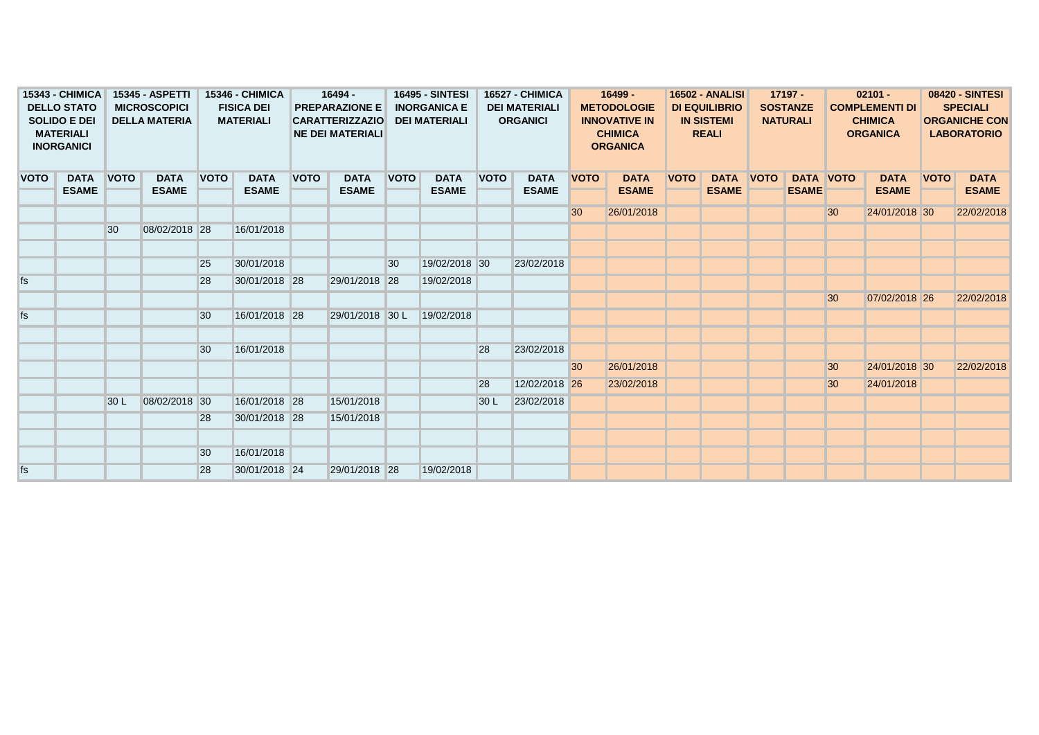| 15343 - CHIMICA DELLO STATO SOLIDO E DEI MATERIALI INORGANICI | | 15345 - ASPETTI MICROSCOPICI DELLA MATERIA | | 15346 - CHIMICA FISICA DEI MATERIALI | | 16494 - PREPARAZIONE E CARATTERIZZAZIONE DEI MATERIALI | | 16495 - SINTESI INORGANICA E DEI MATERIALI | | 16527 - CHIMICA DEI MATERIALI ORGANICI | | 16499 - METODOLOGIE INNOVATIVE IN CHIMICA ORGANICA | | 16502 - ANALISI DI EQUILIBRIO IN SISTEMI REALI | | 17197 - SOSTANZE NATURALI | | 02101 - COMPLEMENTI DI CHIMICA ORGANICA | | 08420 - SINTESI SPECIALI ORGANICHE CON LABORATORIO | |
|---|---|---|---|---|---|---|---|---|---|---|---|---|---|---|---|---|---|---|---|---|---|
| VOTO | DATA ESAME | VOTO | DATA ESAME | VOTO | DATA ESAME | VOTO | DATA ESAME | VOTO | DATA ESAME | VOTO | DATA ESAME | VOTO | DATA ESAME | VOTO | DATA ESAME | VOTO | DATA ESAME | VOTO | DATA ESAME | VOTO | DATA ESAME |
| | | | | | | | | | | | | | | | | | | | | | |
| | | | | | | | | | | | | 30 | 26/01/2018 | | | | | 30 | 24/01/2018 | 30 | 22/02/2018 |
| | | 30 | 08/02/2018 | 28 | 16/01/2018 | | | | | | | | | | | | | | | | |
| | | | | | | | | | | | | | | | | | | | | | |
| | | | | 25 | 30/01/2018 | | | 30 | 19/02/2018 | 30 | 23/02/2018 | | | | | | | | | | |
| fs | | | | 28 | 30/01/2018 | 28 | 29/01/2018 | 28 | 19/02/2018 | | | | | | | | | | | | |
| | | | | | | | | | | | | | | | | | | 30 | 07/02/2018 | 26 | 22/02/2018 |
| fs | | | | 30 | 16/01/2018 | 28 | 29/01/2018 | 30 L | 19/02/2018 | | | | | | | | | | | | |
| | | | | | | | | | | | | | | | | | | | | | |
| | | | | 30 | 16/01/2018 | | | | | 28 | 23/02/2018 | | | | | | | | | | |
| | | | | | | | | | | | | 30 | 26/01/2018 | | | | | 30 | 24/01/2018 | 30 | 22/02/2018 |
| | | | | | | | | | | 28 | 12/02/2018 | 26 | 23/02/2018 | | | | | 30 | 24/01/2018 | | |
| | | 30 L | 08/02/2018 | 30 | 16/01/2018 | 28 | 15/01/2018 | | | 30 L | 23/02/2018 | | | | | | | | | | |
| | | | | 28 | 30/01/2018 | 28 | 15/01/2018 | | | | | | | | | | | | | | |
| | | | | | | | | | | | | | | | | | | | | | |
| | | | | 30 | 16/01/2018 | | | | | | | | | | | | | | | | |
| fs | | | | 28 | 30/01/2018 | 24 | 29/01/2018 | 28 | 19/02/2018 | | | | | | | | | | | | |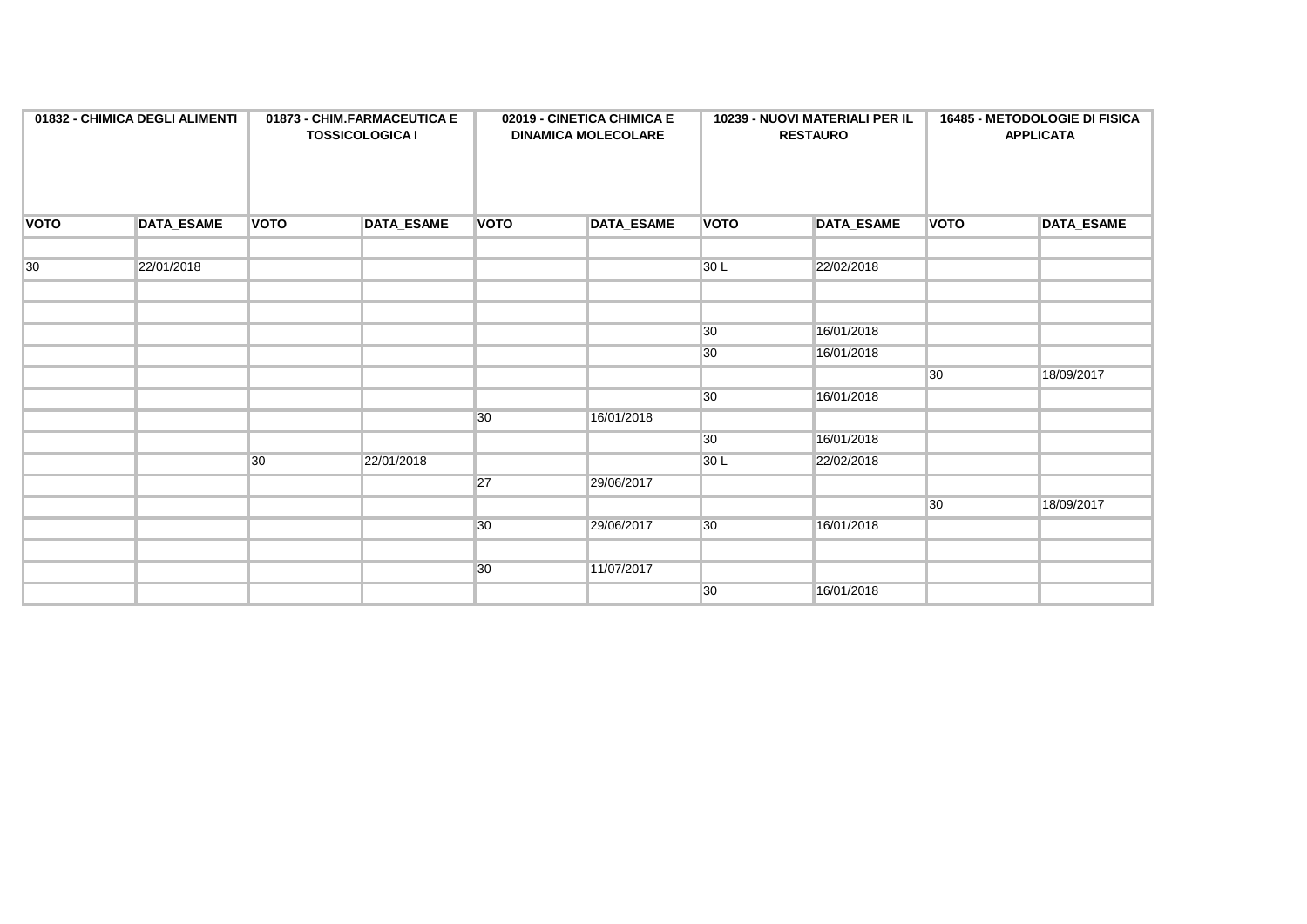| 01832 - CHIMICA DEGLI ALIMENTI | | 01873 - CHIM.FARMACEUTICA E TOSSICOLOGICA I | | 02019 - CINETICA CHIMICA E DINAMICA MOLECOLARE | | 10239 - NUOVI MATERIALI PER IL RESTAURO | | 16485 - METODOLOGIE DI FISICA APPLICATA | |
|---|---|---|---|---|---|---|---|---|---|
| VOTO | DATA_ESAME | VOTO | DATA_ESAME | VOTO | DATA_ESAME | VOTO | DATA_ESAME | VOTO | DATA_ESAME |
| | | | | | | | | | |
| 30 | 22/01/2018 | | | | | 30 L | 22/02/2018 | | |
| | | | | | | | | | |
| | | | | | | | | | |
| | | | | | | 30 | 16/01/2018 | | |
| | | | | | | 30 | 16/01/2018 | | |
| | | | | | | | | 30 | 18/09/2017 |
| | | | | | | 30 | 16/01/2018 | | |
| | | | | 30 | 16/01/2018 | | | | |
| | | | | | | 30 | 16/01/2018 | | |
| | | 30 | 22/01/2018 | | | 30 L | 22/02/2018 | | |
| | | | | 27 | 29/06/2017 | | | | |
| | | | | | | | | 30 | 18/09/2017 |
| | | | | 30 | 29/06/2017 | 30 | 16/01/2018 | | |
| | | | | | | | | | |
| | | | | 30 | 11/07/2017 | | | | |
| | | | | | | 30 | 16/01/2018 | | |